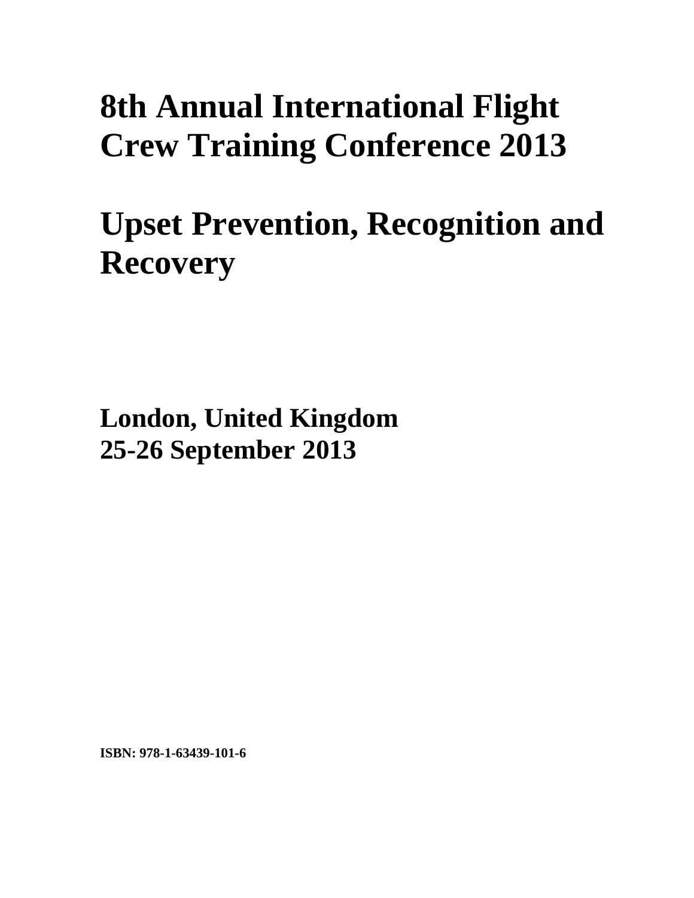# 8th Annual International Flight Crew Training Conference 2013

# Upset Prevention, Recognition and Recovery

**London, United Kingdom**
**25-26 September 2013**

**ISBN: 978-1-63439-101-6**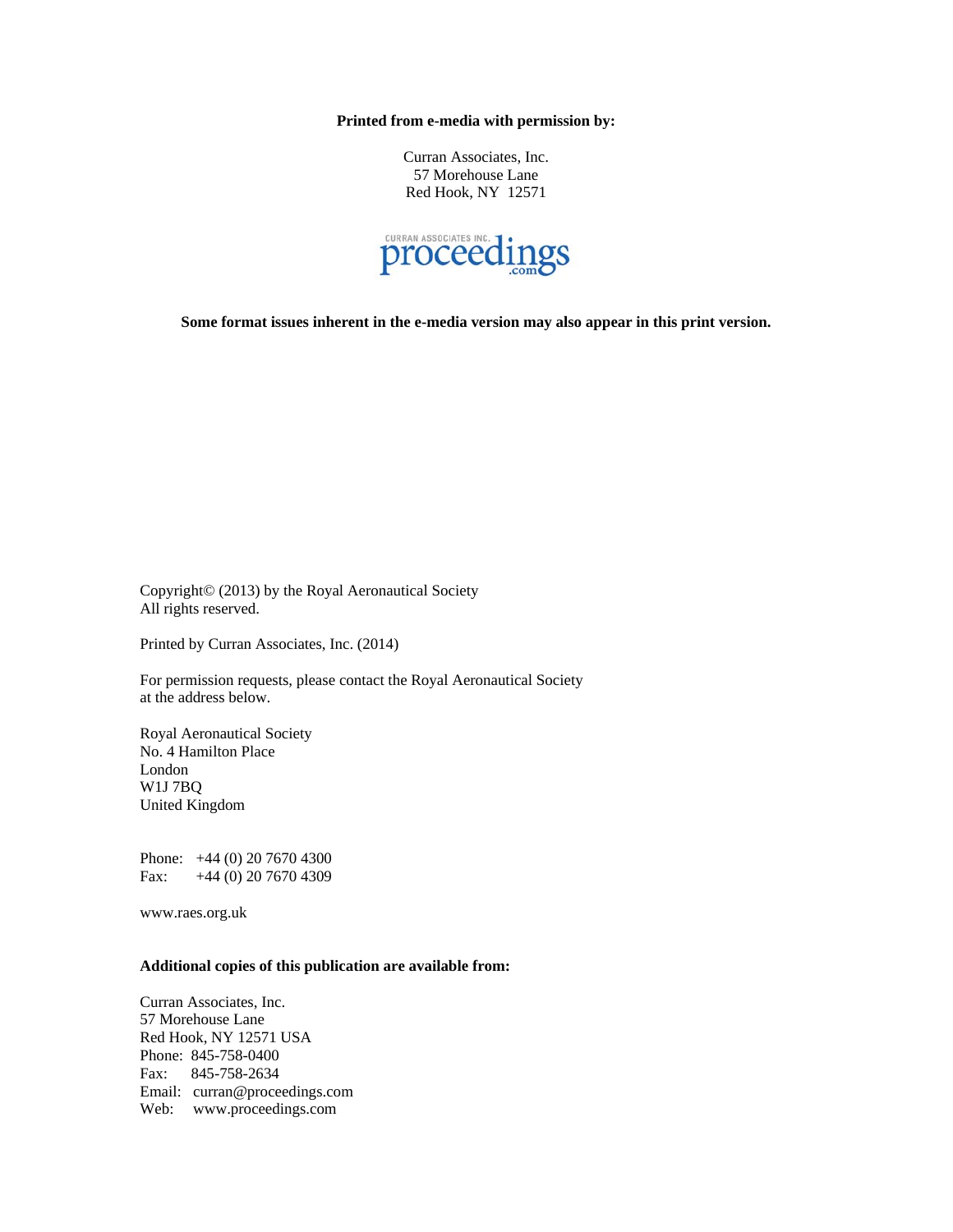**Printed from e-media with permission by:**

Curran Associates, Inc.
57 Morehouse Lane
Red Hook, NY 12571

CURRAN ASSOCIATES INC.
proceedings
.com

**Some format issues inherent in the e-media version may also appear in this print version.**

Copyright© (2013) by the Royal Aeronautical Society
All rights reserved.

Printed by Curran Associates, Inc. (2014)

For permission requests, please contact the Royal Aeronautical Society
at the address below.

Royal Aeronautical Society
No. 4 Hamilton Place
London
W1J 7BQ
United Kingdom

Phone: +44 (0) 20 7670 4300
Fax: +44 (0) 20 7670 4309

www.raes.org.uk

**Additional copies of this publication are available from:**

Curran Associates, Inc.
57 Morehouse Lane
Red Hook, NY 12571 USA
Phone: 845-758-0400
Fax: 845-758-2634
Email: curran@proceedings.com
Web: www.proceedings.com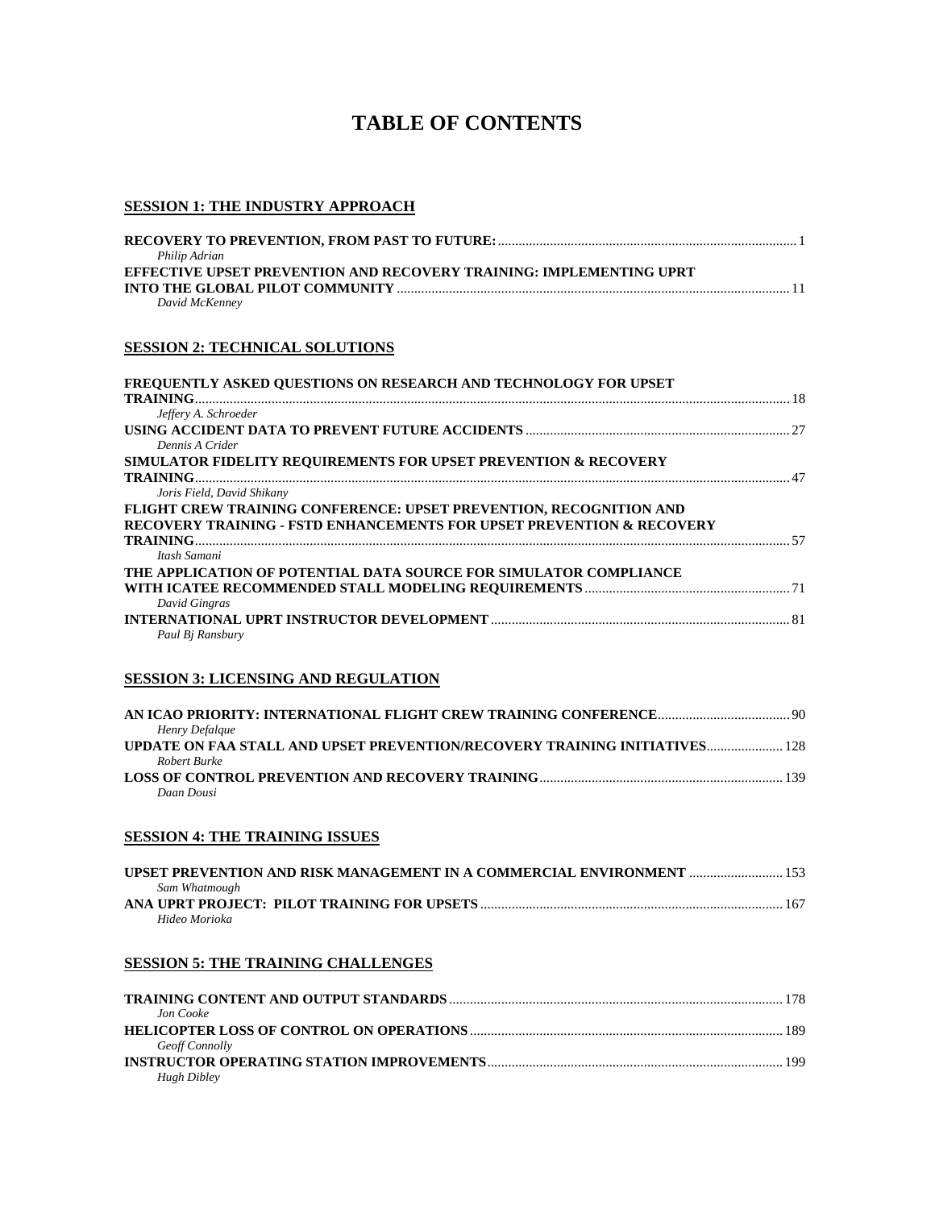# TABLE OF CONTENTS

## SESSION 1: THE INDUSTRY APPROACH

**RECOVERY TO PREVENTION, FROM PAST TO FUTURE:** ..... 1
*Philip Adrian*

**EFFECTIVE UPSET PREVENTION AND RECOVERY TRAINING: IMPLEMENTING UPRT INTO THE GLOBAL PILOT COMMUNITY** ..... 11
*David McKenney*

## SESSION 2: TECHNICAL SOLUTIONS

**FREQUENTLY ASKED QUESTIONS ON RESEARCH AND TECHNOLOGY FOR UPSET TRAINING** ..... 18
*Jeffery A. Schroeder*

**USING ACCIDENT DATA TO PREVENT FUTURE ACCIDENTS** ..... 27
*Dennis A Crider*

**SIMULATOR FIDELITY REQUIREMENTS FOR UPSET PREVENTION & RECOVERY TRAINING** ..... 47
*Joris Field, David Shikany*

**FLIGHT CREW TRAINING CONFERENCE: UPSET PREVENTION, RECOGNITION AND RECOVERY TRAINING - FSTD ENHANCEMENTS FOR UPSET PREVENTION & RECOVERY TRAINING** ..... 57
*Itash Samani*

**THE APPLICATION OF POTENTIAL DATA SOURCE FOR SIMULATOR COMPLIANCE WITH ICATEE RECOMMENDED STALL MODELING REQUIREMENTS** ..... 71
*David Gingras*

**INTERNATIONAL UPRT INSTRUCTOR DEVELOPMENT** ..... 81
*Paul Bj Ransbury*

## SESSION 3: LICENSING AND REGULATION

**AN ICAO PRIORITY: INTERNATIONAL FLIGHT CREW TRAINING CONFERENCE** ..... 90
*Henry Defalque*

**UPDATE ON FAA STALL AND UPSET PREVENTION/RECOVERY TRAINING INITIATIVES** ..... 128
*Robert Burke*

**LOSS OF CONTROL PREVENTION AND RECOVERY TRAINING** ..... 139
*Daan Dousi*

## SESSION 4: THE TRAINING ISSUES

**UPSET PREVENTION AND RISK MANAGEMENT IN A COMMERCIAL ENVIRONMENT** ..... 153
*Sam Whatmough*

**ANA UPRT PROJECT: PILOT TRAINING FOR UPSETS** ..... 167
*Hideo Morioka*

## SESSION 5: THE TRAINING CHALLENGES

**TRAINING CONTENT AND OUTPUT STANDARDS** ..... 178
*Jon Cooke*

**HELICOPTER LOSS OF CONTROL ON OPERATIONS** ..... 189
*Geoff Connolly*

**INSTRUCTOR OPERATING STATION IMPROVEMENTS** ..... 199
*Hugh Dibley*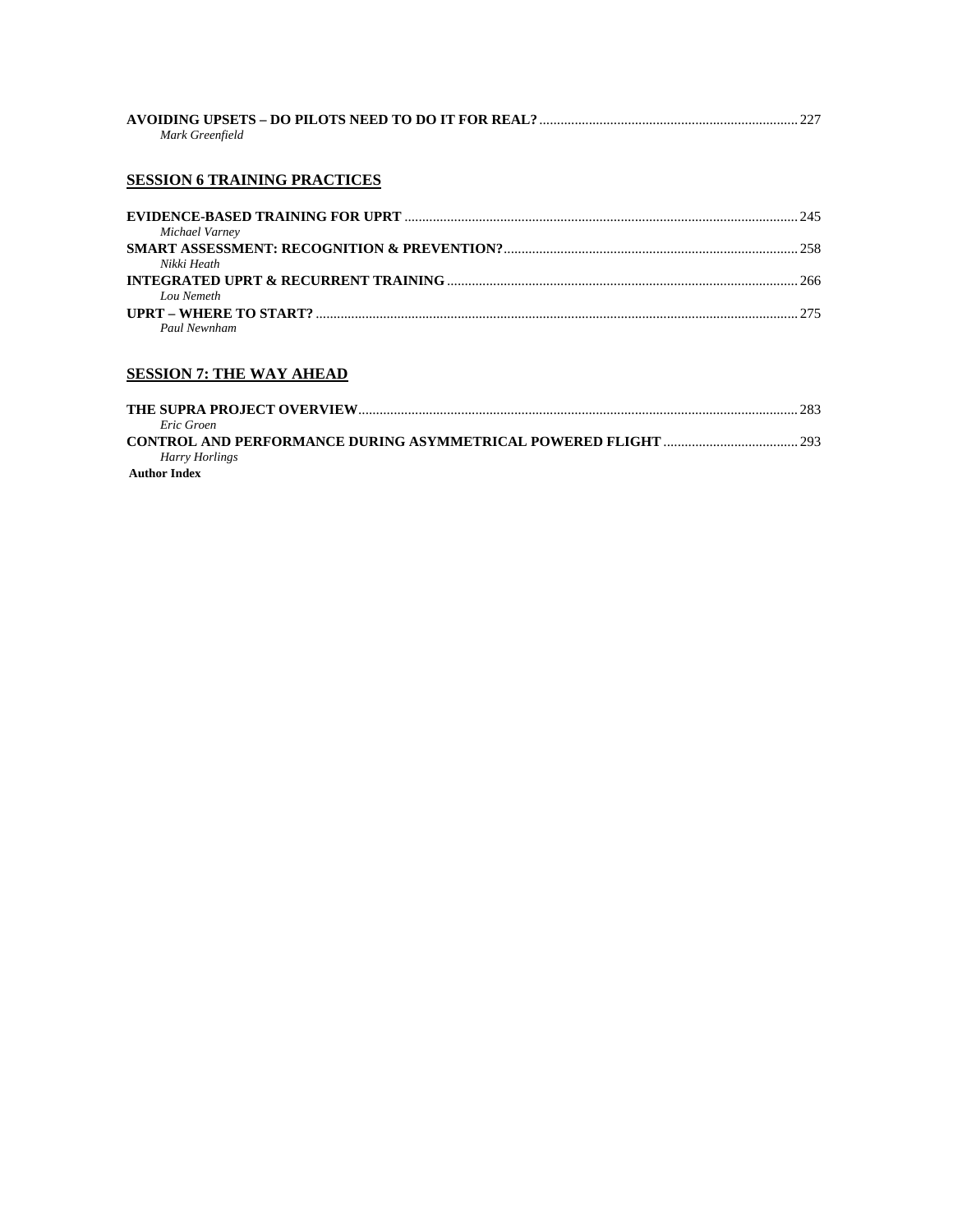**AVOIDING UPSETS – DO PILOTS NEED TO DO IT FOR REAL?** ........................................................................ 227
*Mark Greenfield*

## SESSION 6 TRAINING PRACTICES

**EVIDENCE-BASED TRAINING FOR UPRT** ............................................................................................................ 245
*Michael Varney*

**SMART ASSESSMENT: RECOGNITION & PREVENTION?** .................................................................................. 258
*Nikki Heath*

**INTEGRATED UPRT & RECURRENT TRAINING** ................................................................................................. 266
*Lou Nemeth*

**UPRT – WHERE TO START?** ...................................................................................................................................... 275
*Paul Newnham*

## SESSION 7: THE WAY AHEAD

**THE SUPRA PROJECT OVERVIEW** .......................................................................................................................... 283
*Eric Groen*

**CONTROL AND PERFORMANCE DURING ASYMMETRICAL POWERED FLIGHT** ...................................... 293
*Harry Horlings*

**Author Index**